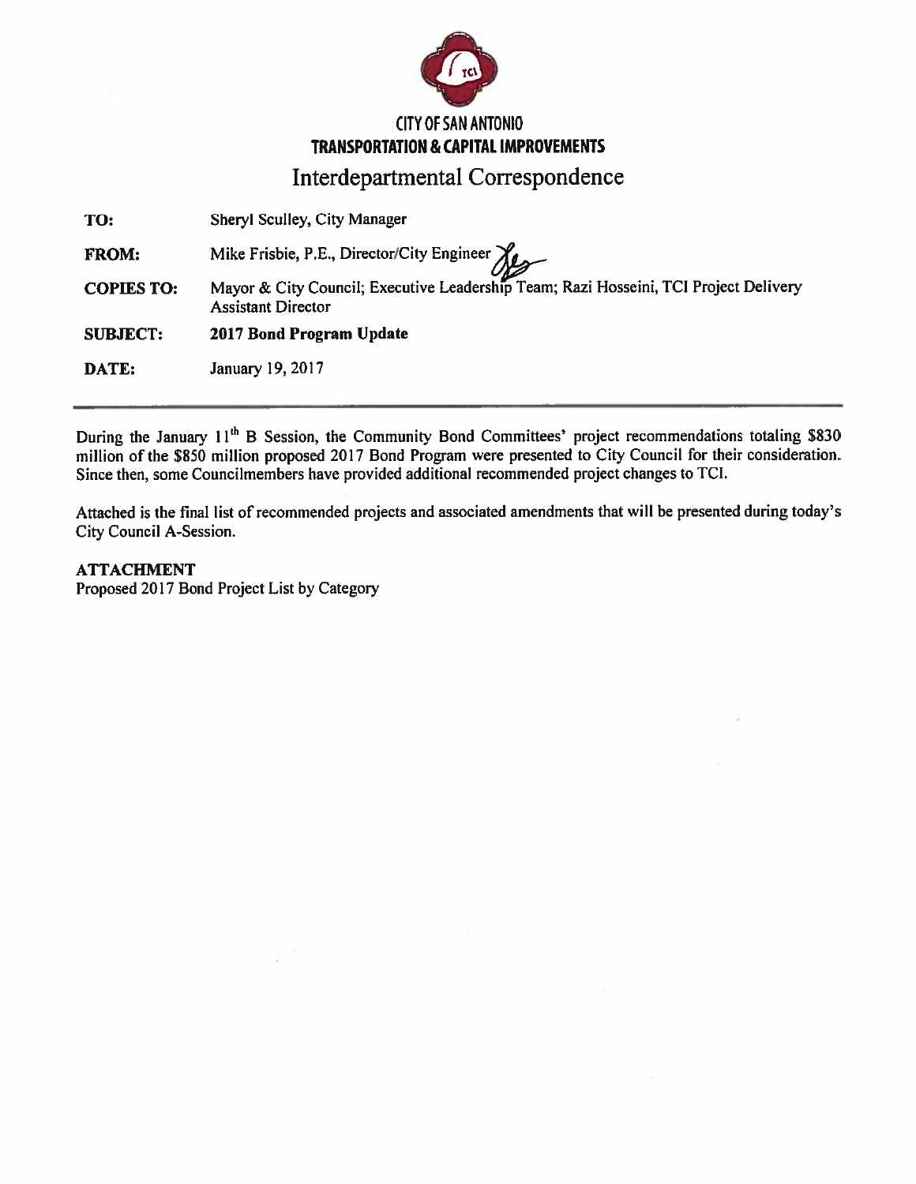CITY OF SAN ANTONIO

**TRANSPORTATION & CAPITAL IMPROVEMENTS**

# Interdepartmental Correspondence

| | |
|---|---|
| **TO:** | Sheryl Sculley, City Manager |
| **FROM:** | Mike Frisbie, P.E., Director/City Engineer |
| **COPIES TO:** | Mayor & City Council; Executive Leadership Team; Razi Hosseini, TCI Project Delivery Assistant Director |
| **SUBJECT:** | **2017 Bond Program Update** |
| **DATE:** | January 19, 2017 |

---

During the January 11th B Session, the Community Bond Committees' project recommendations totaling $830 million of the $850 million proposed 2017 Bond Program were presented to City Council for their consideration. Since then, some Councilmembers have provided additional recommended project changes to TCI.

Attached is the final list of recommended projects and associated amendments that will be presented during today's City Council A-Session.

**ATTACHMENT**

Proposed 2017 Bond Project List by Category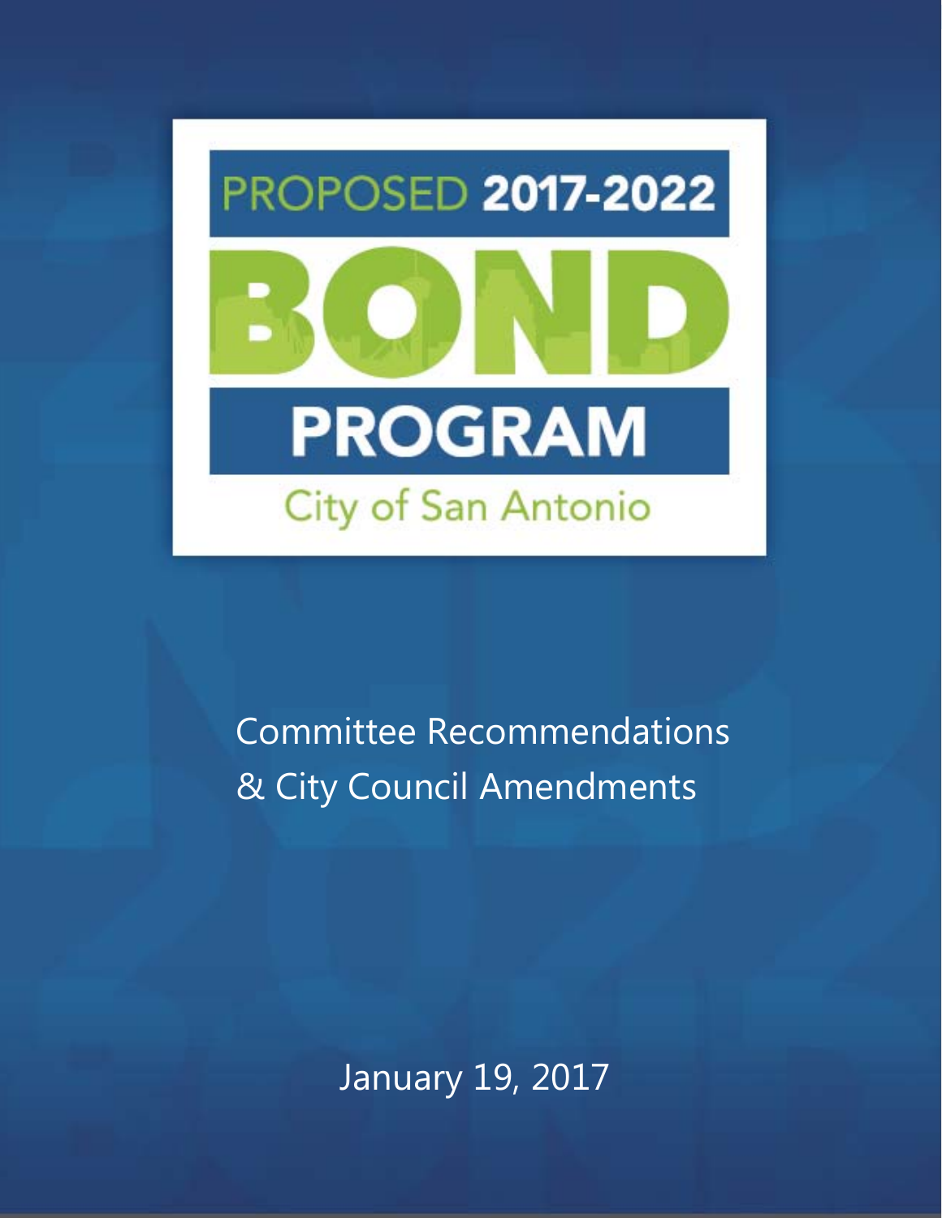# PROPOSED 2017-2022 BOND PROGRAM

City of San Antonio

Committee Recommendations
& City Council Amendments

January 19, 2017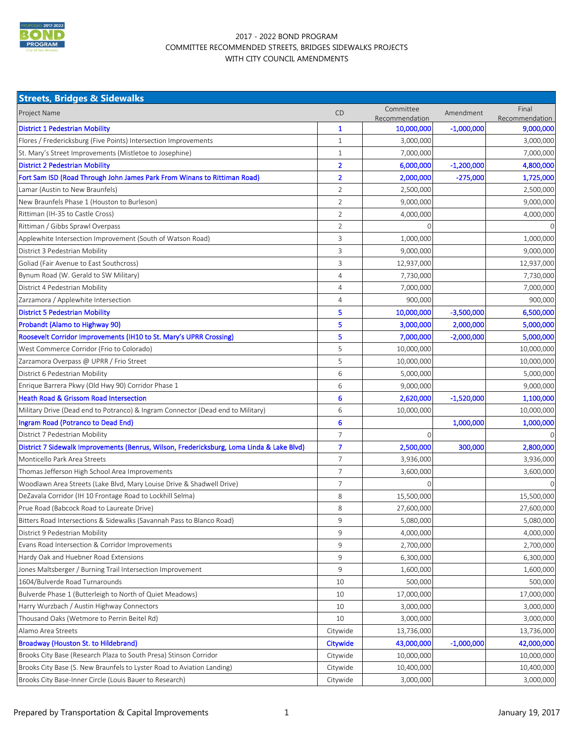# 2017 - 2022 BOND PROGRAM
## COMMITTEE RECOMMENDED STREETS, BRIDGES SIDEWALKS PROJECTS
## WITH CITY COUNCIL AMENDMENTS

| Streets, Bridges & Sidewalks | | | | |
|---|---|---|---|---|
| Project Name | CD | Committee Recommendation | Amendment | Final Recommendation |
| **District 1 Pedestrian Mobility** | **1** | **10,000,000** | **-1,000,000** | **9,000,000** |
| Flores / Fredericksburg (Five Points) Intersection Improvements | 1 | 3,000,000 | | 3,000,000 |
| St. Mary's Street Improvements (Mistletoe to Josephine) | 1 | 7,000,000 | | 7,000,000 |
| **District 2 Pedestrian Mobility** | **2** | **6,000,000** | **-1,200,000** | **4,800,000** |
| **Fort Sam ISD (Road Through John James Park From Winans to Rittiman Road)** | **2** | **2,000,000** | **-275,000** | **1,725,000** |
| Lamar (Austin to New Braunfels) | 2 | 2,500,000 | | 2,500,000 |
| New Braunfels Phase 1 (Houston to Burleson) | 2 | 9,000,000 | | 9,000,000 |
| Rittiman (IH-35 to Castle Cross) | 2 | 4,000,000 | | 4,000,000 |
| Rittiman / Gibbs Sprawl Overpass | 2 | 0 | | 0 |
| Applewhite Intersection Improvement (South of Watson Road) | 3 | 1,000,000 | | 1,000,000 |
| District 3 Pedestrian Mobility | 3 | 9,000,000 | | 9,000,000 |
| Goliad (Fair Avenue to East Southcross) | 3 | 12,937,000 | | 12,937,000 |
| Bynum Road (W. Gerald to SW Military) | 4 | 7,730,000 | | 7,730,000 |
| District 4 Pedestrian Mobility | 4 | 7,000,000 | | 7,000,000 |
| Zarzamora / Applewhite Intersection | 4 | 900,000 | | 900,000 |
| **District 5 Pedestrian Mobility** | **5** | **10,000,000** | **-3,500,000** | **6,500,000** |
| **Probandt (Alamo to Highway 90)** | **5** | **3,000,000** | **2,000,000** | **5,000,000** |
| **Roosevelt Corridor Improvements (IH10 to St. Mary's UPRR Crossing)** | **5** | **7,000,000** | **-2,000,000** | **5,000,000** |
| West Commerce Corridor (Frio to Colorado) | 5 | 10,000,000 | | 10,000,000 |
| Zarzamora Overpass @ UPRR / Frio Street | 5 | 10,000,000 | | 10,000,000 |
| District 6 Pedestrian Mobility | 6 | 5,000,000 | | 5,000,000 |
| Enrique Barrera Pkwy (Old Hwy 90) Corridor Phase 1 | 6 | 9,000,000 | | 9,000,000 |
| **Heath Road & Grissom Road Intersection** | **6** | **2,620,000** | **-1,520,000** | **1,100,000** |
| Military Drive (Dead end to Potranco) & Ingram Connector (Dead end to Military) | 6 | 10,000,000 | | 10,000,000 |
| **Ingram Road (Potranco to Dead End)** | **6** | | **1,000,000** | **1,000,000** |
| District 7 Pedestrian Mobility | 7 | 0 | | 0 |
| **District 7 Sidewalk Improvements (Benrus, Wilson, Fredericksburg, Loma Linda & Lake Blvd)** | **7** | **2,500,000** | **300,000** | **2,800,000** |
| Monticello Park Area Streets | 7 | 3,936,000 | | 3,936,000 |
| Thomas Jefferson High School Area Improvements | 7 | 3,600,000 | | 3,600,000 |
| Woodlawn Area Streets (Lake Blvd, Mary Louise Drive & Shadwell Drive) | 7 | 0 | | 0 |
| DeZavala Corridor (IH 10 Frontage Road to Lockhill Selma) | 8 | 15,500,000 | | 15,500,000 |
| Prue Road (Babcock Road to Laureate Drive) | 8 | 27,600,000 | | 27,600,000 |
| Bitters Road Intersections & Sidewalks (Savannah Pass to Blanco Road) | 9 | 5,080,000 | | 5,080,000 |
| District 9 Pedestrian Mobility | 9 | 4,000,000 | | 4,000,000 |
| Evans Road Intersection & Corridor Improvements | 9 | 2,700,000 | | 2,700,000 |
| Hardy Oak and Huebner Road Extensions | 9 | 6,300,000 | | 6,300,000 |
| Jones Maltsberger / Burning Trail Intersection Improvement | 9 | 1,600,000 | | 1,600,000 |
| 1604/Bulverde Road Turnarounds | 10 | 500,000 | | 500,000 |
| Bulverde Phase 1 (Butterleigh to North of Quiet Meadows) | 10 | 17,000,000 | | 17,000,000 |
| Harry Wurzbach / Austin Highway Connectors | 10 | 3,000,000 | | 3,000,000 |
| Thousand Oaks (Wetmore to Perrin Beitel Rd) | 10 | 3,000,000 | | 3,000,000 |
| Alamo Area Streets | Citywide | 13,736,000 | | 13,736,000 |
| **Broadway (Houston St. to Hildebrand)** | **Citywide** | **43,000,000** | **-1,000,000** | **42,000,000** |
| Brooks City Base (Research Plaza to South Presa) Stinson Corridor | Citywide | 10,000,000 | | 10,000,000 |
| Brooks City Base (S. New Braunfels to Lyster Road to Aviation Landing) | Citywide | 10,400,000 | | 10,400,000 |
| Brooks City Base-Inner Circle (Louis Bauer to Research) | Citywide | 3,000,000 | | 3,000,000 |

Prepared by Transportation & Capital Improvements

January 19, 2017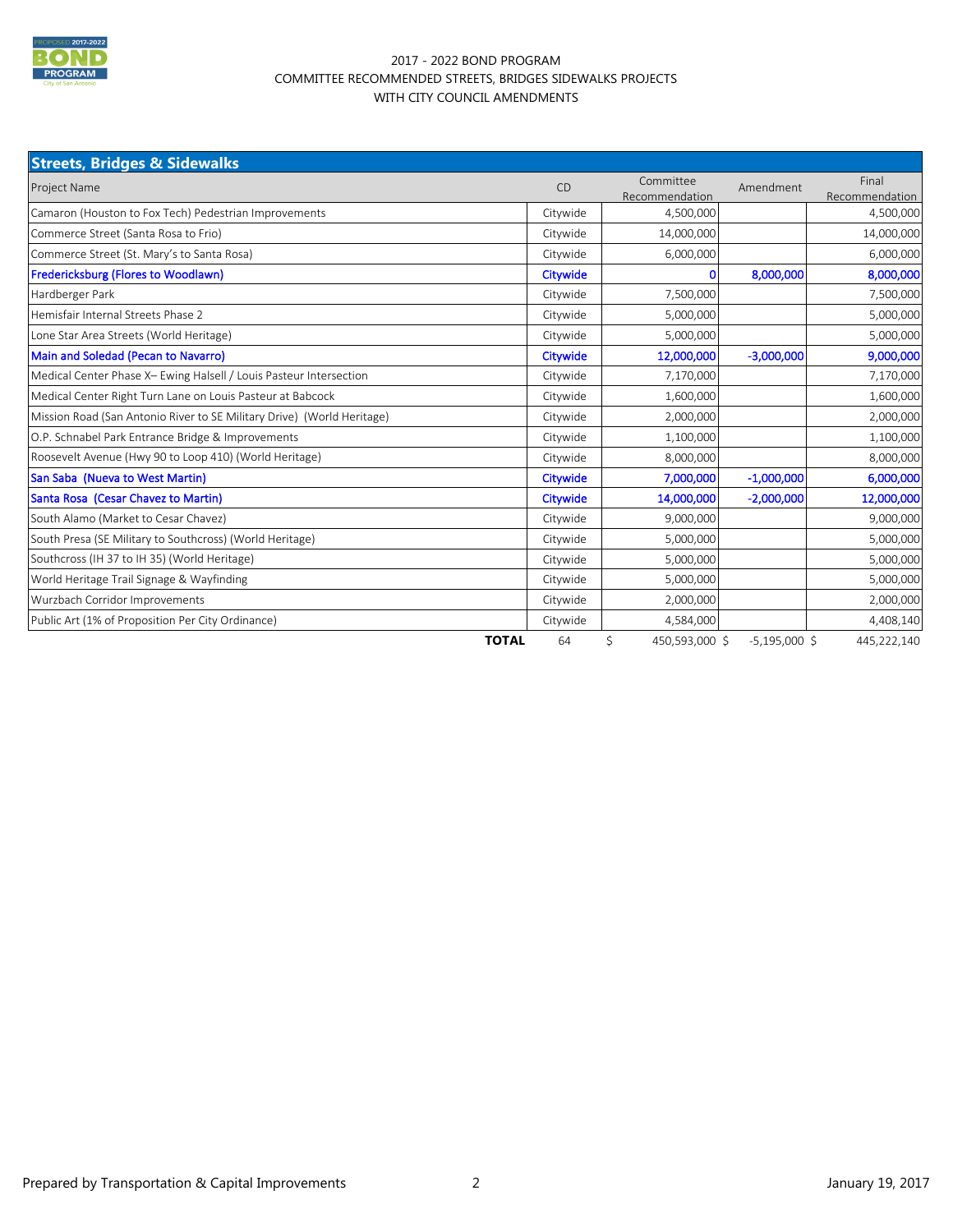# 2017 - 2022 BOND PROGRAM
## COMMITTEE RECOMMENDED STREETS, BRIDGES SIDEWALKS PROJECTS
## WITH CITY COUNCIL AMENDMENTS

| **Streets, Bridges & Sidewalks** | | | | |
|---|---|---|---|---|
| Project Name | CD | Committee Recommendation | Amendment | Final Recommendation |
| Camaron (Houston to Fox Tech) Pedestrian Improvements | Citywide | 4,500,000 | | 4,500,000 |
| Commerce Street (Santa Rosa to Frio) | Citywide | 14,000,000 | | 14,000,000 |
| Commerce Street (St. Mary's to Santa Rosa) | Citywide | 6,000,000 | | 6,000,000 |
| Fredericksburg (Flores to Woodlawn) | Citywide | 0 | 8,000,000 | 8,000,000 |
| Hardberger Park | Citywide | 7,500,000 | | 7,500,000 |
| Hemisfair Internal Streets Phase 2 | Citywide | 5,000,000 | | 5,000,000 |
| Lone Star Area Streets (World Heritage) | Citywide | 5,000,000 | | 5,000,000 |
| Main and Soledad (Pecan to Navarro) | Citywide | 12,000,000 | -3,000,000 | 9,000,000 |
| Medical Center Phase X– Ewing Halsell / Louis Pasteur Intersection | Citywide | 7,170,000 | | 7,170,000 |
| Medical Center Right Turn Lane on Louis Pasteur at Babcock | Citywide | 1,600,000 | | 1,600,000 |
| Mission Road (San Antonio River to SE Military Drive) (World Heritage) | Citywide | 2,000,000 | | 2,000,000 |
| O.P. Schnabel Park Entrance Bridge & Improvements | Citywide | 1,100,000 | | 1,100,000 |
| Roosevelt Avenue (Hwy 90 to Loop 410) (World Heritage) | Citywide | 8,000,000 | | 8,000,000 |
| San Saba (Nueva to West Martin) | Citywide | 7,000,000 | -1,000,000 | 6,000,000 |
| Santa Rosa (Cesar Chavez to Martin) | Citywide | 14,000,000 | -2,000,000 | 12,000,000 |
| South Alamo (Market to Cesar Chavez) | Citywide | 9,000,000 | | 9,000,000 |
| South Presa (SE Military to Southcross) (World Heritage) | Citywide | 5,000,000 | | 5,000,000 |
| Southcross (IH 37 to IH 35) (World Heritage) | Citywide | 5,000,000 | | 5,000,000 |
| World Heritage Trail Signage & Wayfinding | Citywide | 5,000,000 | | 5,000,000 |
| Wurzbach Corridor Improvements | Citywide | 2,000,000 | | 2,000,000 |
| Public Art (1% of Proposition Per City Ordinance) | Citywide | 4,584,000 | | 4,408,140 |
| **TOTAL** | 64 | $ 450,593,000 | $ -5,195,000 | $ 445,222,140 |

Prepared by Transportation & Capital Improvements

January 19, 2017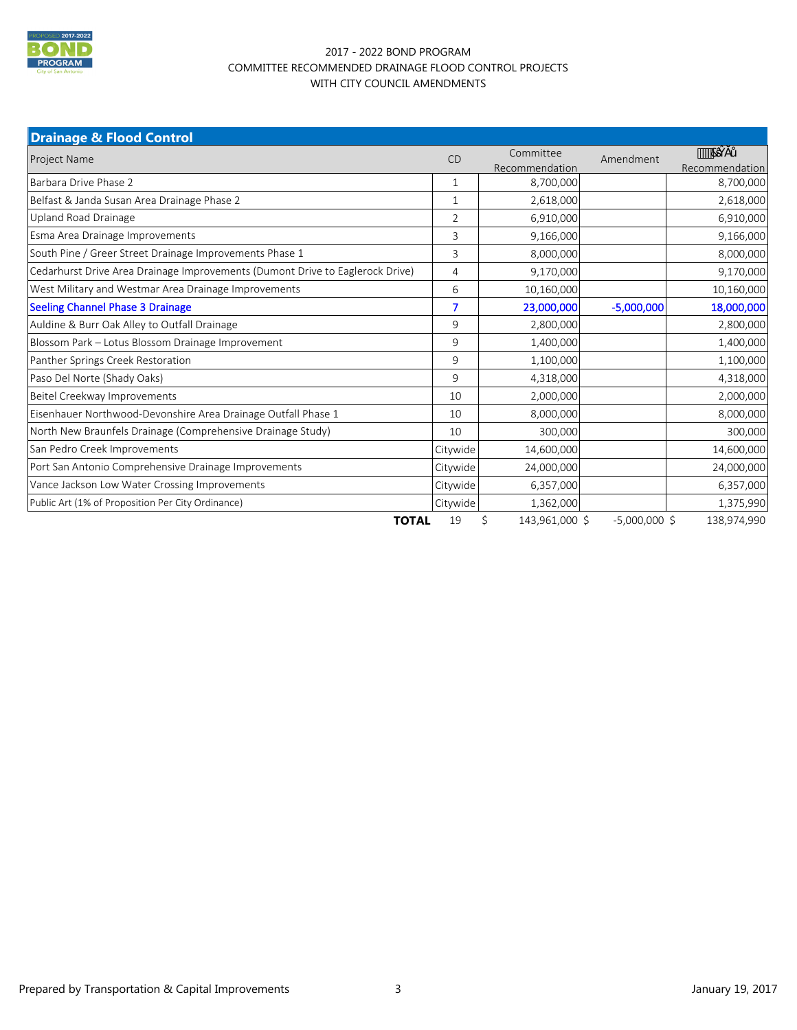2017 - 2022 BOND PROGRAM
COMMITTEE RECOMMENDED DRAINAGE FLOOD CONTROL PROJECTS
WITH CITY COUNCIL AMENDMENTS

## Drainage & Flood Control

| Project Name | CD | Committee Recommendation | Amendment | Final Recommendation |
|---|---|---|---|---|
| Barbara Drive Phase 2 | 1 | 8,700,000 | | 8,700,000 |
| Belfast & Janda Susan Area Drainage Phase 2 | 1 | 2,618,000 | | 2,618,000 |
| Upland Road Drainage | 2 | 6,910,000 | | 6,910,000 |
| Esma Area Drainage Improvements | 3 | 9,166,000 | | 9,166,000 |
| South Pine / Greer Street Drainage Improvements Phase 1 | 3 | 8,000,000 | | 8,000,000 |
| Cedarhurst Drive Area Drainage Improvements (Dumont Drive to Eaglerock Drive) | 4 | 9,170,000 | | 9,170,000 |
| West Military and Westmar Area Drainage Improvements | 6 | 10,160,000 | | 10,160,000 |
| **Seeling Channel Phase 3 Drainage** | **7** | **23,000,000** | **-5,000,000** | **18,000,000** |
| Auldine & Burr Oak Alley to Outfall Drainage | 9 | 2,800,000 | | 2,800,000 |
| Blossom Park – Lotus Blossom Drainage Improvement | 9 | 1,400,000 | | 1,400,000 |
| Panther Springs Creek Restoration | 9 | 1,100,000 | | 1,100,000 |
| Paso Del Norte (Shady Oaks) | 9 | 4,318,000 | | 4,318,000 |
| Beitel Creekway Improvements | 10 | 2,000,000 | | 2,000,000 |
| Eisenhauer Northwood-Devonshire Area Drainage Outfall Phase 1 | 10 | 8,000,000 | | 8,000,000 |
| North New Braunfels Drainage (Comprehensive Drainage Study) | 10 | 300,000 | | 300,000 |
| San Pedro Creek Improvements | Citywide | 14,600,000 | | 14,600,000 |
| Port San Antonio Comprehensive Drainage Improvements | Citywide | 24,000,000 | | 24,000,000 |
| Vance Jackson Low Water Crossing Improvements | Citywide | 6,357,000 | | 6,357,000 |
| Public Art (1% of Proposition Per City Ordinance) | Citywide | 1,362,000 | | 1,375,990 |
| **TOTAL** | 19 | $ 143,961,000 | $ -5,000,000 | $ 138,974,990 |

Prepared by Transportation & Capital Improvements

January 19, 2017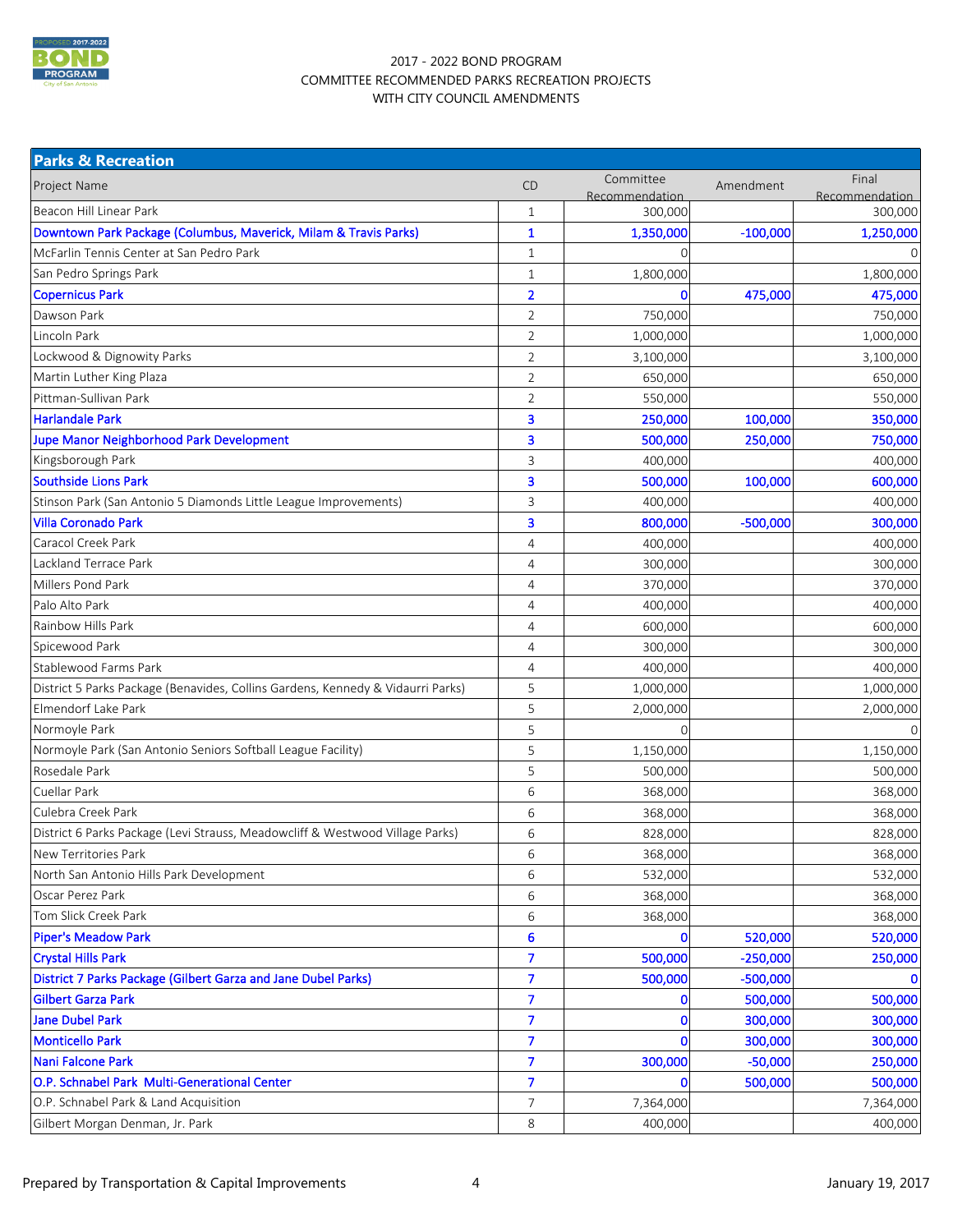2017 - 2022 BOND PROGRAM
COMMITTEE RECOMMENDED PARKS RECREATION PROJECTS
WITH CITY COUNCIL AMENDMENTS

| Parks & Recreation | | | | |
|---|---|---|---|---|
| Project Name | CD | Committee Recommendation | Amendment | Final Recommendation |
| Beacon Hill Linear Park | 1 | 300,000 | | 300,000 |
| Downtown Park Package (Columbus, Maverick, Milam & Travis Parks) | 1 | 1,350,000 | -100,000 | 1,250,000 |
| McFarlin Tennis Center at San Pedro Park | 1 | 0 | | 0 |
| San Pedro Springs Park | 1 | 1,800,000 | | 1,800,000 |
| Copernicus Park | 2 | 0 | 475,000 | 475,000 |
| Dawson Park | 2 | 750,000 | | 750,000 |
| Lincoln Park | 2 | 1,000,000 | | 1,000,000 |
| Lockwood & Dignowity Parks | 2 | 3,100,000 | | 3,100,000 |
| Martin Luther King Plaza | 2 | 650,000 | | 650,000 |
| Pittman-Sullivan Park | 2 | 550,000 | | 550,000 |
| Harlandale Park | 3 | 250,000 | 100,000 | 350,000 |
| Jupe Manor Neighborhood Park Development | 3 | 500,000 | 250,000 | 750,000 |
| Kingsborough Park | 3 | 400,000 | | 400,000 |
| Southside Lions Park | 3 | 500,000 | 100,000 | 600,000 |
| Stinson Park (San Antonio 5 Diamonds Little League Improvements) | 3 | 400,000 | | 400,000 |
| Villa Coronado Park | 3 | 800,000 | -500,000 | 300,000 |
| Caracol Creek Park | 4 | 400,000 | | 400,000 |
| Lackland Terrace Park | 4 | 300,000 | | 300,000 |
| Millers Pond Park | 4 | 370,000 | | 370,000 |
| Palo Alto Park | 4 | 400,000 | | 400,000 |
| Rainbow Hills Park | 4 | 600,000 | | 600,000 |
| Spicewood Park | 4 | 300,000 | | 300,000 |
| Stablewood Farms Park | 4 | 400,000 | | 400,000 |
| District 5 Parks Package (Benavides, Collins Gardens, Kennedy & Vidaurri Parks) | 5 | 1,000,000 | | 1,000,000 |
| Elmendorf Lake Park | 5 | 2,000,000 | | 2,000,000 |
| Normoyle Park | 5 | 0 | | 0 |
| Normoyle Park (San Antonio Seniors Softball League Facility) | 5 | 1,150,000 | | 1,150,000 |
| Rosedale Park | 5 | 500,000 | | 500,000 |
| Cuellar Park | 6 | 368,000 | | 368,000 |
| Culebra Creek Park | 6 | 368,000 | | 368,000 |
| District 6 Parks Package (Levi Strauss, Meadowcliff & Westwood Village Parks) | 6 | 828,000 | | 828,000 |
| New Territories Park | 6 | 368,000 | | 368,000 |
| North San Antonio Hills Park Development | 6 | 532,000 | | 532,000 |
| Oscar Perez Park | 6 | 368,000 | | 368,000 |
| Tom Slick Creek Park | 6 | 368,000 | | 368,000 |
| Piper's Meadow Park | 6 | 0 | 520,000 | 520,000 |
| Crystal Hills Park | 7 | 500,000 | -250,000 | 250,000 |
| District 7 Parks Package (Gilbert Garza and Jane Dubel Parks) | 7 | 500,000 | -500,000 | 0 |
| Gilbert Garza Park | 7 | 0 | 500,000 | 500,000 |
| Jane Dubel Park | 7 | 0 | 300,000 | 300,000 |
| Monticello Park | 7 | 0 | 300,000 | 300,000 |
| Nani Falcone Park | 7 | 300,000 | -50,000 | 250,000 |
| O.P. Schnabel Park Multi-Generational Center | 7 | 0 | 500,000 | 500,000 |
| O.P. Schnabel Park & Land Acquisition | 7 | 7,364,000 | | 7,364,000 |
| Gilbert Morgan Denman, Jr. Park | 8 | 400,000 | | 400,000 |

Prepared by Transportation & Capital Improvements — January 19, 2017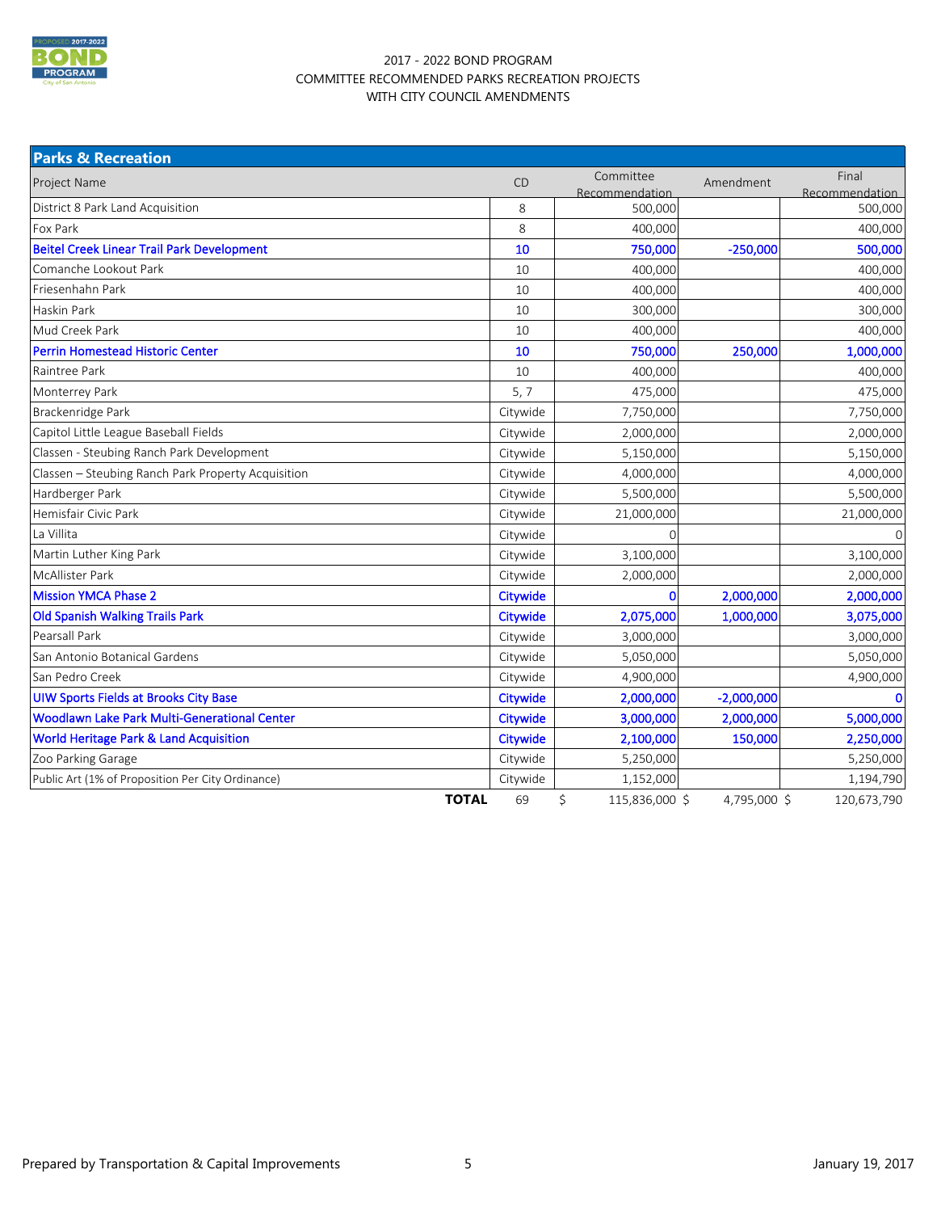2017 - 2022 BOND PROGRAM
COMMITTEE RECOMMENDED PARKS RECREATION PROJECTS
WITH CITY COUNCIL AMENDMENTS

| Parks & Recreation | | | | |
|---|---|---|---|---|
| Project Name | CD | Committee Recommendation | Amendment | Final Recommendation |
| District 8 Park Land Acquisition | 8 | 500,000 | | 500,000 |
| Fox Park | 8 | 400,000 | | 400,000 |
| **Beitel Creek Linear Trail Park Development** | **10** | **750,000** | **-250,000** | **500,000** |
| Comanche Lookout Park | 10 | 400,000 | | 400,000 |
| Friesenhahn Park | 10 | 400,000 | | 400,000 |
| Haskin Park | 10 | 300,000 | | 300,000 |
| Mud Creek Park | 10 | 400,000 | | 400,000 |
| **Perrin Homestead Historic Center** | **10** | **750,000** | **250,000** | **1,000,000** |
| Raintree Park | 10 | 400,000 | | 400,000 |
| Monterrey Park | 5, 7 | 475,000 | | 475,000 |
| Brackenridge Park | Citywide | 7,750,000 | | 7,750,000 |
| Capitol Little League Baseball Fields | Citywide | 2,000,000 | | 2,000,000 |
| Classen - Steubing Ranch Park Development | Citywide | 5,150,000 | | 5,150,000 |
| Classen – Steubing Ranch Park Property Acquisition | Citywide | 4,000,000 | | 4,000,000 |
| Hardberger Park | Citywide | 5,500,000 | | 5,500,000 |
| Hemisfair Civic Park | Citywide | 21,000,000 | | 21,000,000 |
| La Villita | Citywide | 0 | | 0 |
| Martin Luther King Park | Citywide | 3,100,000 | | 3,100,000 |
| McAllister Park | Citywide | 2,000,000 | | 2,000,000 |
| **Mission YMCA Phase 2** | **Citywide** | **0** | **2,000,000** | **2,000,000** |
| **Old Spanish Walking Trails Park** | **Citywide** | **2,075,000** | **1,000,000** | **3,075,000** |
| Pearsall Park | Citywide | 3,000,000 | | 3,000,000 |
| San Antonio Botanical Gardens | Citywide | 5,050,000 | | 5,050,000 |
| San Pedro Creek | Citywide | 4,900,000 | | 4,900,000 |
| **UIW Sports Fields at Brooks City Base** | **Citywide** | **2,000,000** | **-2,000,000** | **0** |
| **Woodlawn Lake Park Multi-Generational Center** | **Citywide** | **3,000,000** | **2,000,000** | **5,000,000** |
| **World Heritage Park & Land Acquisition** | **Citywide** | **2,100,000** | **150,000** | **2,250,000** |
| Zoo Parking Garage | Citywide | 5,250,000 | | 5,250,000 |
| Public Art (1% of Proposition Per City Ordinance) | Citywide | 1,152,000 | | 1,194,790 |
| **TOTAL** | 69 | $ 115,836,000 | $ 4,795,000 | $ 120,673,790 |

Prepared by Transportation & Capital Improvements

January 19, 2017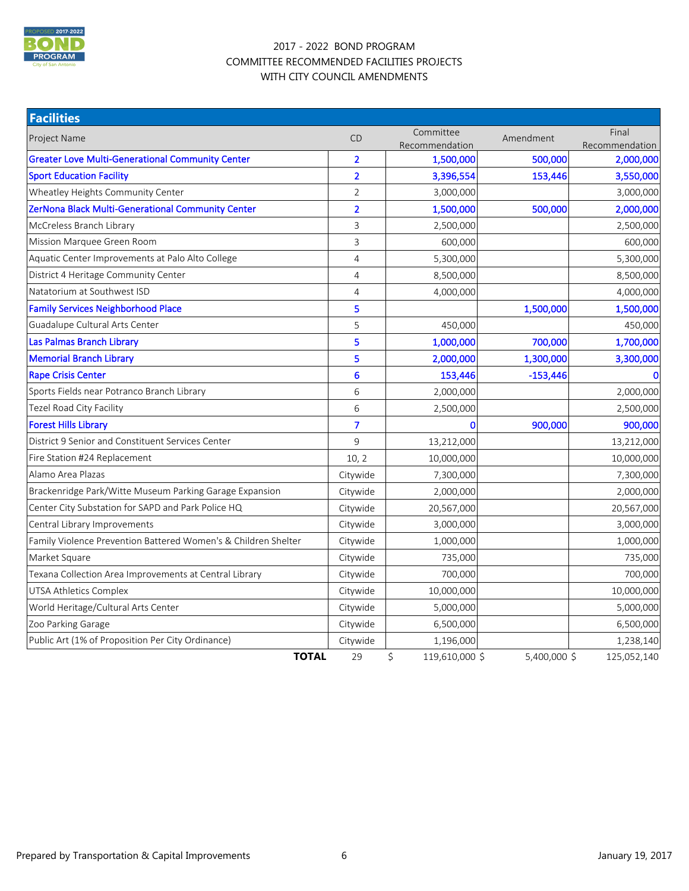# 2017 - 2022 BOND PROGRAM
## COMMITTEE RECOMMENDED FACILITIES PROJECTS
## WITH CITY COUNCIL AMENDMENTS

**Facilities**

| Project Name | CD | Committee Recommendation | Amendment | Final Recommendation |
|---|---|---|---|---|
| Greater Love Multi-Generational Community Center | 2 | 1,500,000 | 500,000 | 2,000,000 |
| Sport Education Facility | 2 | 3,396,554 | 153,446 | 3,550,000 |
| Wheatley Heights Community Center | 2 | 3,000,000 | | 3,000,000 |
| ZerNona Black Multi-Generational Community Center | 2 | 1,500,000 | 500,000 | 2,000,000 |
| McCreless Branch Library | 3 | 2,500,000 | | 2,500,000 |
| Mission Marquee Green Room | 3 | 600,000 | | 600,000 |
| Aquatic Center Improvements at Palo Alto College | 4 | 5,300,000 | | 5,300,000 |
| District 4 Heritage Community Center | 4 | 8,500,000 | | 8,500,000 |
| Natatorium at Southwest ISD | 4 | 4,000,000 | | 4,000,000 |
| Family Services Neighborhood Place | 5 | | 1,500,000 | 1,500,000 |
| Guadalupe Cultural Arts Center | 5 | 450,000 | | 450,000 |
| Las Palmas Branch Library | 5 | 1,000,000 | 700,000 | 1,700,000 |
| Memorial Branch Library | 5 | 2,000,000 | 1,300,000 | 3,300,000 |
| Rape Crisis Center | 6 | 153,446 | -153,446 | 0 |
| Sports Fields near Potranco Branch Library | 6 | 2,000,000 | | 2,000,000 |
| Tezel Road City Facility | 6 | 2,500,000 | | 2,500,000 |
| Forest Hills Library | 7 | 0 | 900,000 | 900,000 |
| District 9 Senior and Constituent Services Center | 9 | 13,212,000 | | 13,212,000 |
| Fire Station #24 Replacement | 10, 2 | 10,000,000 | | 10,000,000 |
| Alamo Area Plazas | Citywide | 7,300,000 | | 7,300,000 |
| Brackenridge Park/Witte Museum Parking Garage Expansion | Citywide | 2,000,000 | | 2,000,000 |
| Center City Substation for SAPD and Park Police HQ | Citywide | 20,567,000 | | 20,567,000 |
| Central Library Improvements | Citywide | 3,000,000 | | 3,000,000 |
| Family Violence Prevention Battered Women's & Children Shelter | Citywide | 1,000,000 | | 1,000,000 |
| Market Square | Citywide | 735,000 | | 735,000 |
| Texana Collection Area Improvements at Central Library | Citywide | 700,000 | | 700,000 |
| UTSA Athletics Complex | Citywide | 10,000,000 | | 10,000,000 |
| World Heritage/Cultural Arts Center | Citywide | 5,000,000 | | 5,000,000 |
| Zoo Parking Garage | Citywide | 6,500,000 | | 6,500,000 |
| Public Art (1% of Proposition Per City Ordinance) | Citywide | 1,196,000 | | 1,238,140 |
| **TOTAL** | 29 | $ 119,610,000 | $ 5,400,000 | $ 125,052,140 |

Prepared by Transportation & Capital Improvements

January 19, 2017